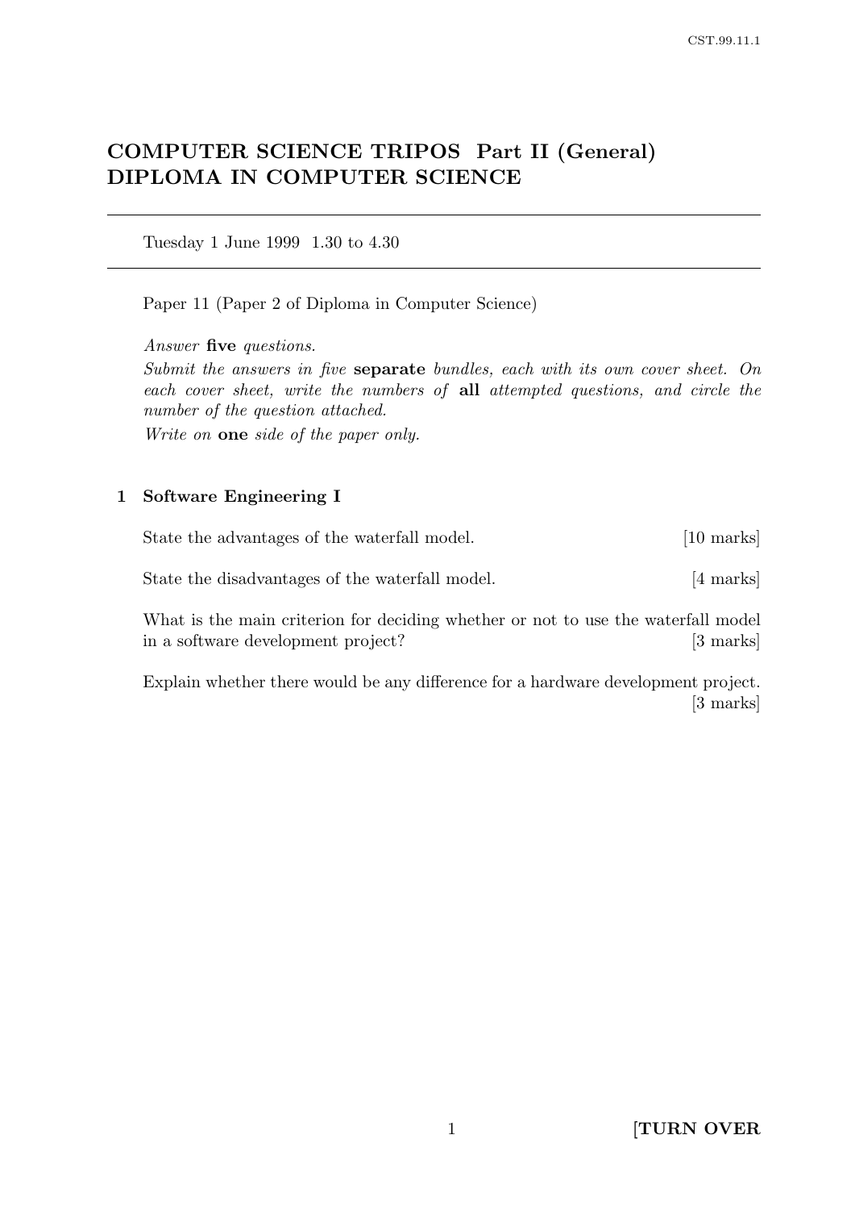# COMPUTER SCIENCE TRIPOS Part II (General) DIPLOMA IN COMPUTER SCIENCE

Tuesday 1 June 1999 1.30 to 4.30

Paper 11 (Paper 2 of Diploma in Computer Science)

*Answer* **five** *questions.*

*Submit the answers in five* **separate** *bundles, each with its own cover sheet. On each cover sheet, write the numbers of* **all** *attempted questions, and circle the number of the question attached.*

*Write on* **one** *side of the paper only.*

## 1 Software Engineering I

State the advantages of the waterfall model. [10 marks]

State the disadvantages of the waterfall model. [4 marks]

What is the main criterion for deciding whether or not to use the waterfall model in a software development project? [3 marks]

Explain whether there would be any difference for a hardware development project. [3 marks]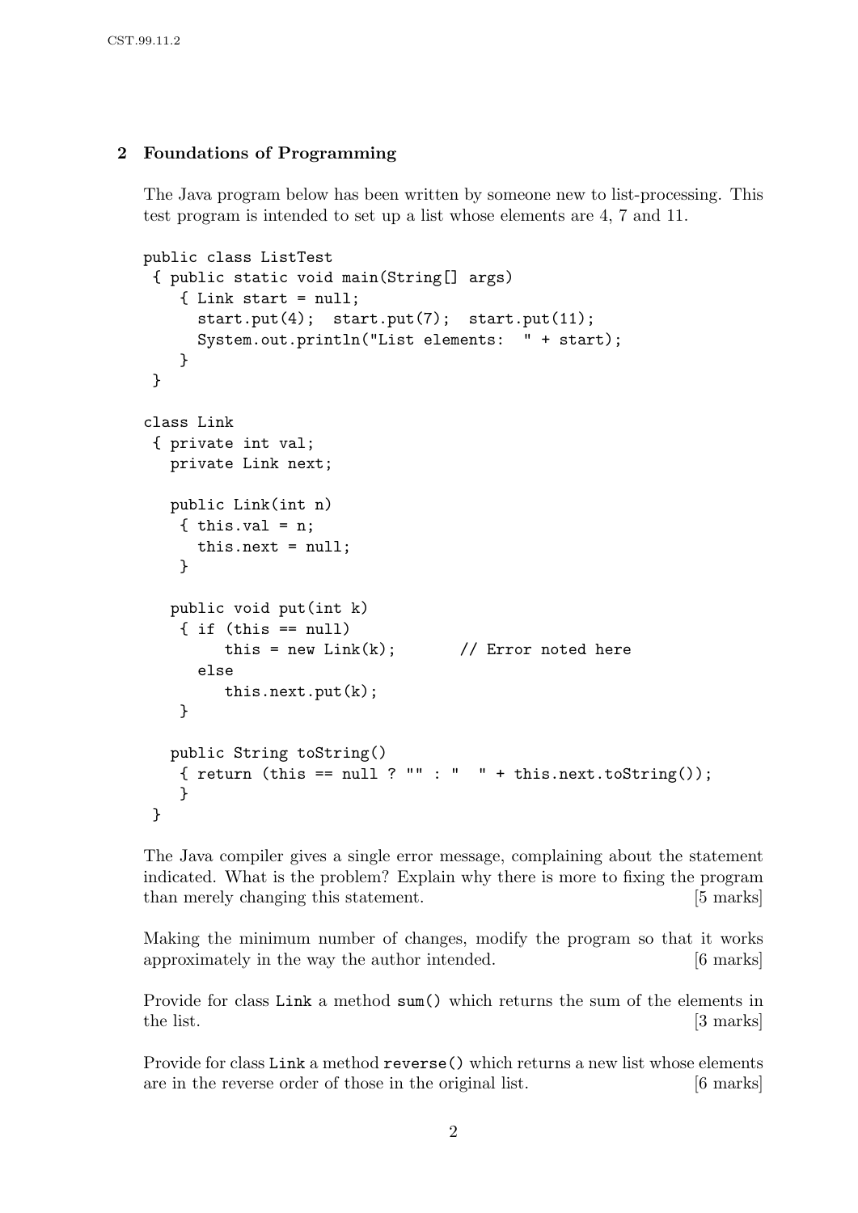## 2 Foundations of Programming

The Java program below has been written by someone new to list-processing. This test program is intended to set up a list whose elements are 4, 7 and 11.

```
public class ListTest
 { public static void main(String[] args)
    { Link start = null;
      start.put(4);  start.put(7);  start.put(11);
      System.out.println("List elements:  " + start);
    }
 }

class Link
 { private int val;
   private Link next;

   public Link(int n)
    { this.val = n;
      this.next = null;
    }

   public void put(int k)
    { if (this == null)
         this = new Link(k);       // Error noted here
      else
         this.next.put(k);
    }

   public String toString()
    { return (this == null ? "" : "  " + this.next.toString());
    }
 }
```

The Java compiler gives a single error message, complaining about the statement indicated. What is the problem? Explain why there is more to fixing the program than merely changing this statement. [5 marks]

Making the minimum number of changes, modify the program so that it works approximately in the way the author intended. [6 marks]

Provide for class `Link` a method `sum()` which returns the sum of the elements in the list. [3 marks]

Provide for class `Link` a method `reverse()` which returns a new list whose elements are in the reverse order of those in the original list. [6 marks]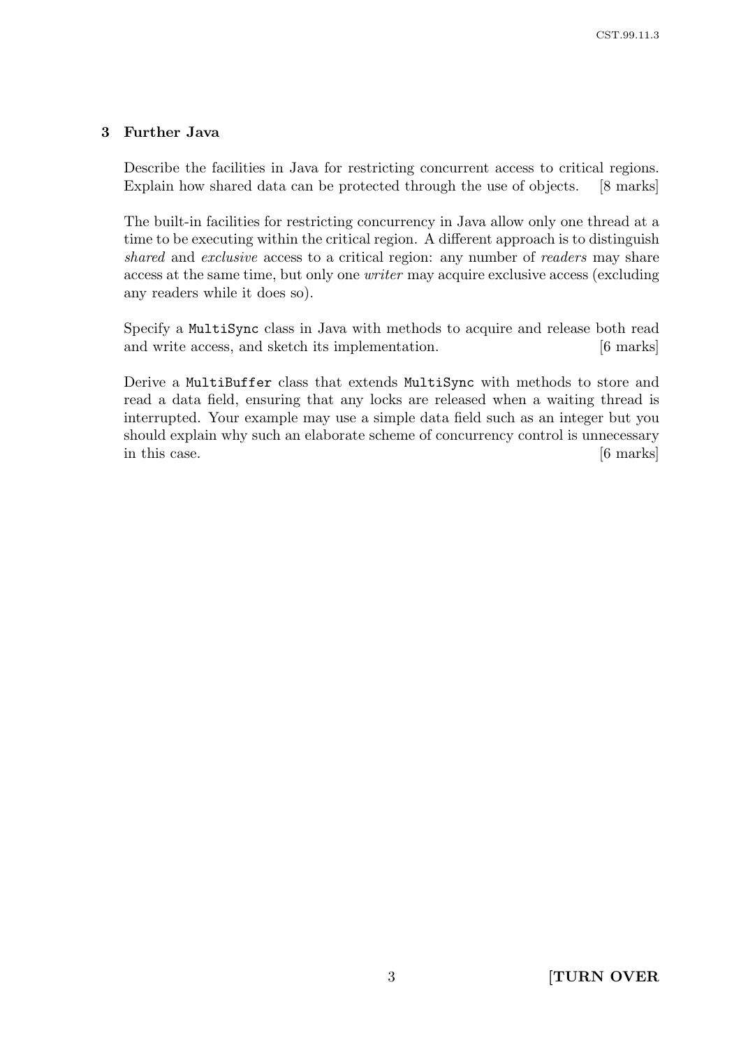## 3 Further Java

Describe the facilities in Java for restricting concurrent access to critical regions. Explain how shared data can be protected through the use of objects. [8 marks]

The built-in facilities for restricting concurrency in Java allow only one thread at a time to be executing within the critical region. A different approach is to distinguish *shared* and *exclusive* access to a critical region: any number of *readers* may share access at the same time, but only one *writer* may acquire exclusive access (excluding any readers while it does so).

Specify a `MultiSync` class in Java with methods to acquire and release both read and write access, and sketch its implementation. [6 marks]

Derive a `MultiBuffer` class that extends `MultiSync` with methods to store and read a data field, ensuring that any locks are released when a waiting thread is interrupted. Your example may use a simple data field such as an integer but you should explain why such an elaborate scheme of concurrency control is unnecessary in this case. [6 marks]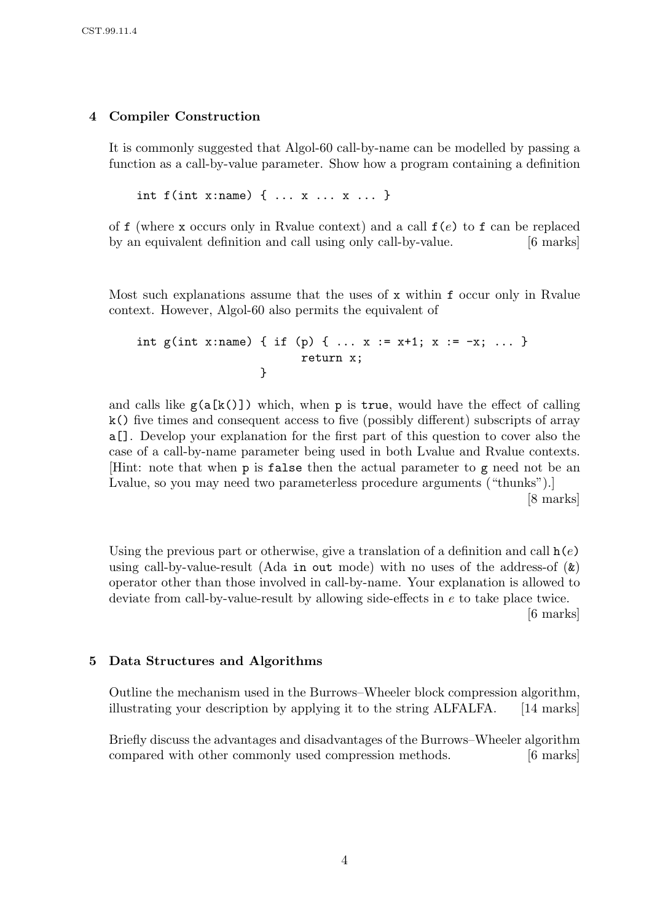## 4 Compiler Construction

It is commonly suggested that Algol-60 call-by-name can be modelled by passing a function as a call-by-value parameter. Show how a program containing a definition

```
int f(int x:name) { ... x ... x ... }
```

of `f` (where `x` occurs only in Rvalue context) and a call `f(`*e*`)` to `f` can be replaced by an equivalent definition and call using only call-by-value. [6 marks]

Most such explanations assume that the uses of `x` within `f` occur only in Rvalue context. However, Algol-60 also permits the equivalent of

```
int g(int x:name) { if (p) { ... x := x+1; x := -x; ... }
                    return x;
                  }
```

and calls like `g(a[k()])` which, when `p` is `true`, would have the effect of calling `k()` five times and consequent access to five (possibly different) subscripts of array `a[]`. Develop your explanation for the first part of this question to cover also the case of a call-by-name parameter being used in both Lvalue and Rvalue contexts. [Hint: note that when `p` is `false` then the actual parameter to `g` need not be an Lvalue, so you may need two parameterless procedure arguments ("thunks").] [8 marks]

Using the previous part or otherwise, give a translation of a definition and call `h(`*e*`)` using call-by-value-result (Ada `in out` mode) with no uses of the address-of (`&`) operator other than those involved in call-by-name. Your explanation is allowed to deviate from call-by-value-result by allowing side-effects in *e* to take place twice. [6 marks]

## 5 Data Structures and Algorithms

Outline the mechanism used in the Burrows–Wheeler block compression algorithm, illustrating your description by applying it to the string ALFALFA. [14 marks]

Briefly discuss the advantages and disadvantages of the Burrows–Wheeler algorithm compared with other commonly used compression methods. [6 marks]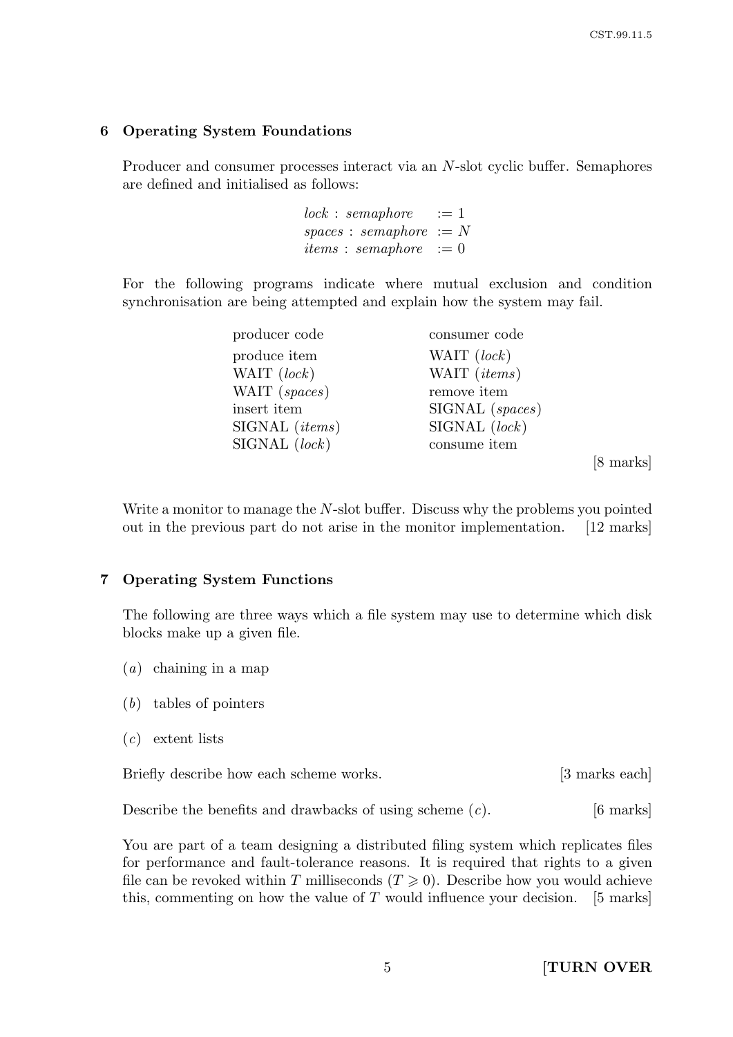## 6 Operating System Foundations

Producer and consumer processes interact via an $N$-slot cyclic buffer. Semaphores are defined and initialised as follows:

$$
\begin{aligned}
&lock : semaphore &&:= 1 \\
&spaces : semaphore &&:= N \\
&items : semaphore &&:= 0
\end{aligned}
$$

For the following programs indicate where mutual exclusion and condition synchronisation are being attempted and explain how the system may fail.

| producer code | consumer code |
|---|---|
| produce item | WAIT (*lock*) |
| WAIT (*lock*) | WAIT (*items*) |
| WAIT (*spaces*) | remove item |
| insert item | SIGNAL (*spaces*) |
| SIGNAL (*items*) | SIGNAL (*lock*) |
| SIGNAL (*lock*) | consume item |

[8 marks]

Write a monitor to manage the $N$-slot buffer. Discuss why the problems you pointed out in the previous part do not arise in the monitor implementation. [12 marks]

## 7 Operating System Functions

The following are three ways which a file system may use to determine which disk blocks make up a given file.

(*a*) chaining in a map

(*b*) tables of pointers

(*c*) extent lists

Briefly describe how each scheme works. [3 marks each]

Describe the benefits and drawbacks of using scheme (*c*). [6 marks]

You are part of a team designing a distributed filing system which replicates files for performance and fault-tolerance reasons. It is required that rights to a given file can be revoked within $T$ milliseconds ($T \geqslant 0$). Describe how you would achieve this, commenting on how the value of $T$ would influence your decision. [5 marks]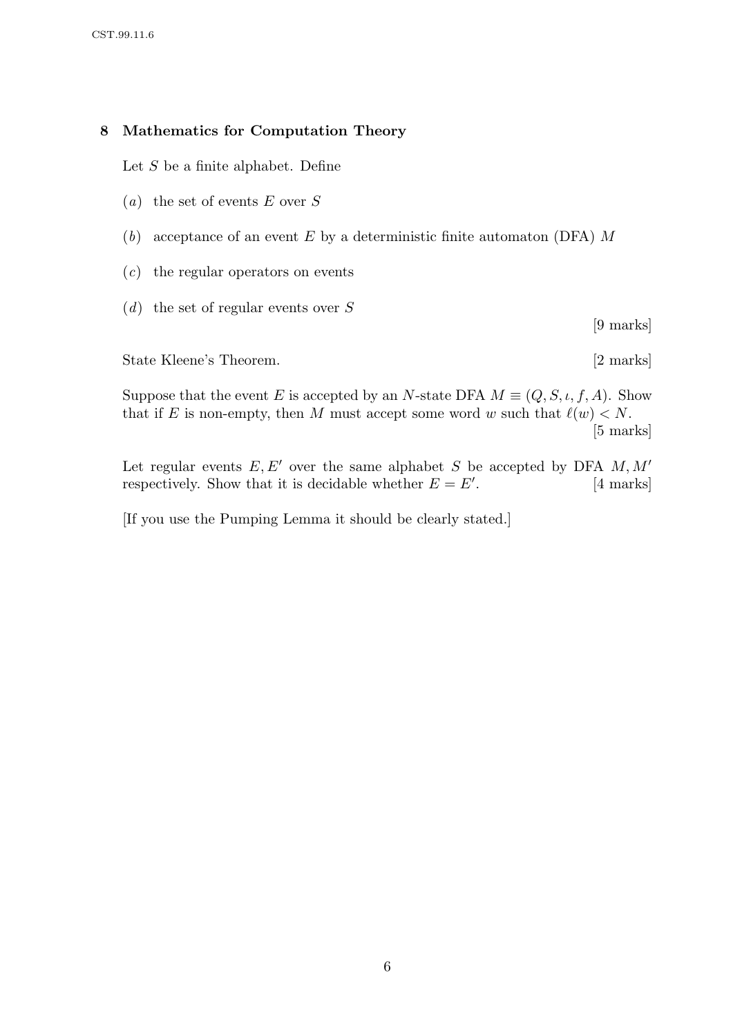## 8 Mathematics for Computation Theory

Let $S$ be a finite alphabet. Define

($a$) the set of events $E$ over $S$

($b$) acceptance of an event $E$ by a deterministic finite automaton (DFA) $M$

($c$) the regular operators on events

($d$) the set of regular events over $S$

[9 marks]

State Kleene's Theorem. [2 marks]

Suppose that the event $E$ is accepted by an $N$-state DFA $M \equiv (Q, S, \iota, f, A)$. Show that if $E$ is non-empty, then $M$ must accept some word $w$ such that $\ell(w) < N$. [5 marks]

Let regular events $E, E'$ over the same alphabet $S$ be accepted by DFA $M, M'$ respectively. Show that it is decidable whether $E = E'$. [4 marks]

[If you use the Pumping Lemma it should be clearly stated.]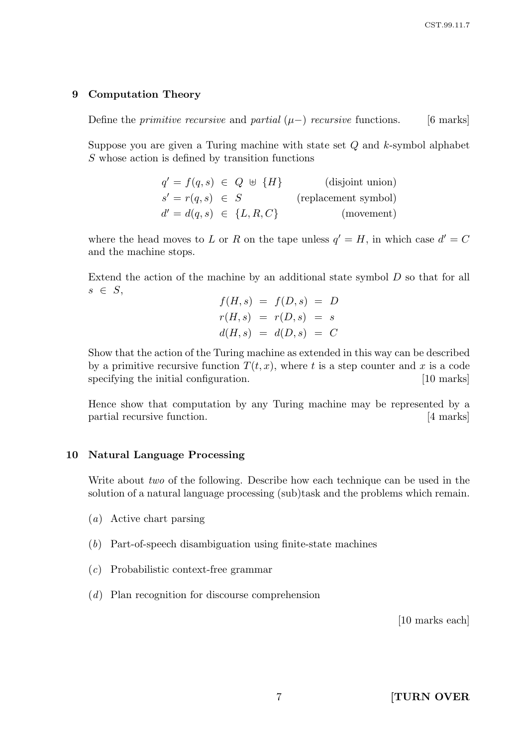## 9 Computation Theory

Define the *primitive recursive* and *partial* ($\mu-$) *recursive* functions. [6 marks]

Suppose you are given a Turing machine with state set $Q$ and $k$-symbol alphabet $S$ whose action is defined by transition functions

$$
\begin{array}{llll}
q' = f(q,s) & \in & Q \uplus \{H\} & \text{(disjoint union)} \\
s' = r(q,s) & \in & S & \text{(replacement symbol)} \\
d' = d(q,s) & \in & \{L, R, C\} & \text{(movement)}
\end{array}
$$

where the head moves to $L$ or $R$ on the tape unless $q' = H$, in which case $d' = C$ and the machine stops.

Extend the action of the machine by an additional state symbol $D$ so that for all $s \in S$,

$$
\begin{array}{lllll}
f(H,s) & = & f(D,s) & = & D \\
r(H,s) & = & r(D,s) & = & s \\
d(H,s) & = & d(D,s) & = & C
\end{array}
$$

Show that the action of the Turing machine as extended in this way can be described by a primitive recursive function $T(t,x)$, where $t$ is a step counter and $x$ is a code specifying the initial configuration. [10 marks]

Hence show that computation by any Turing machine may be represented by a partial recursive function. [4 marks]

## 10 Natural Language Processing

Write about *two* of the following. Describe how each technique can be used in the solution of a natural language processing (sub)task and the problems which remain.

(*a*) Active chart parsing

(*b*) Part-of-speech disambiguation using finite-state machines

(*c*) Probabilistic context-free grammar

(*d*) Plan recognition for discourse comprehension

[10 marks each]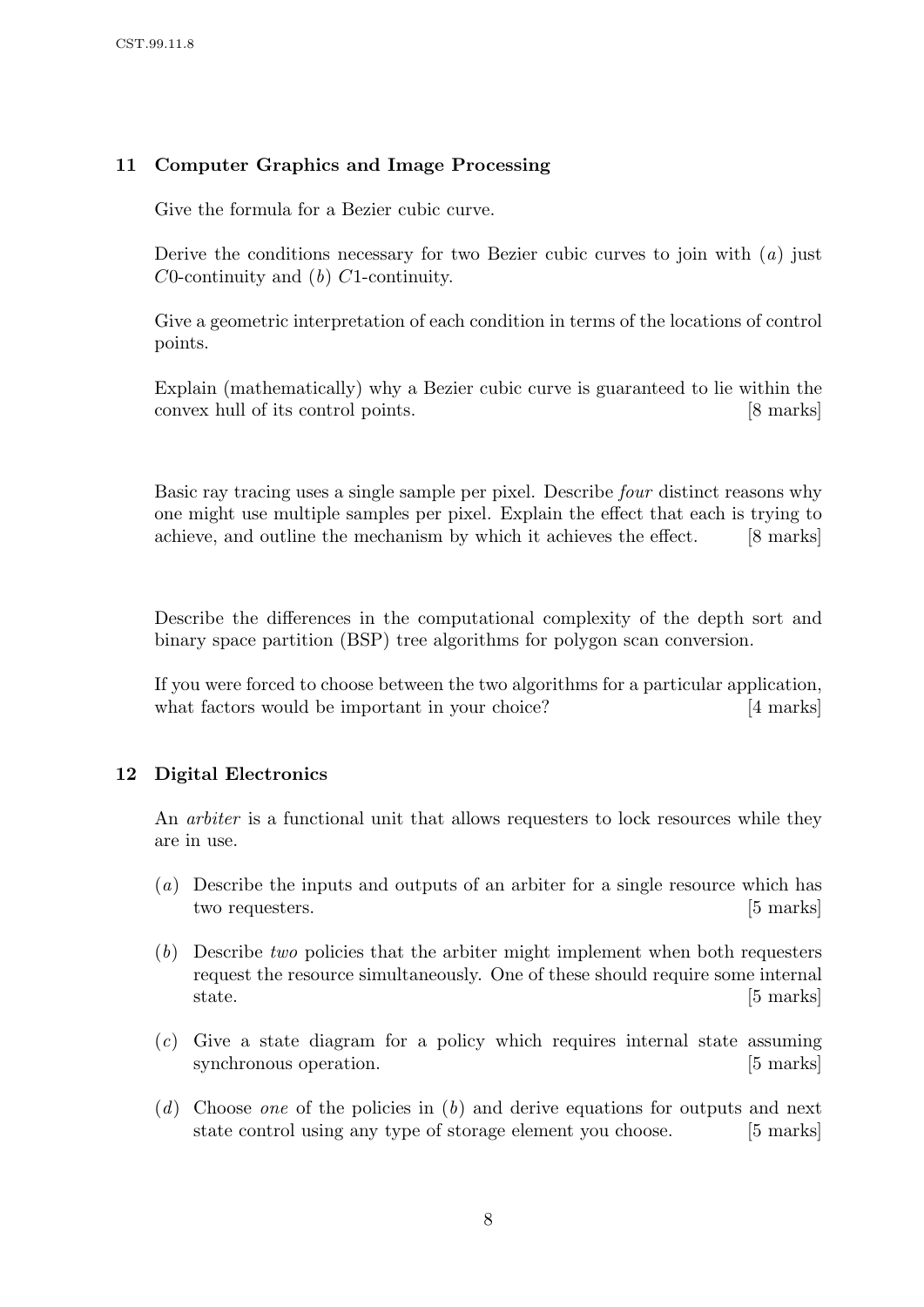## 11 Computer Graphics and Image Processing

Give the formula for a Bezier cubic curve.

Derive the conditions necessary for two Bezier cubic curves to join with (*a*) just $C0$-continuity and (*b*) $C1$-continuity.

Give a geometric interpretation of each condition in terms of the locations of control points.

Explain (mathematically) why a Bezier cubic curve is guaranteed to lie within the convex hull of its control points. [8 marks]

Basic ray tracing uses a single sample per pixel. Describe *four* distinct reasons why one might use multiple samples per pixel. Explain the effect that each is trying to achieve, and outline the mechanism by which it achieves the effect. [8 marks]

Describe the differences in the computational complexity of the depth sort and binary space partition (BSP) tree algorithms for polygon scan conversion.

If you were forced to choose between the two algorithms for a particular application, what factors would be important in your choice? [4 marks]

## 12 Digital Electronics

An *arbiter* is a functional unit that allows requesters to lock resources while they are in use.

(*a*) Describe the inputs and outputs of an arbiter for a single resource which has two requesters. [5 marks]

(*b*) Describe *two* policies that the arbiter might implement when both requesters request the resource simultaneously. One of these should require some internal state. [5 marks]

(*c*) Give a state diagram for a policy which requires internal state assuming synchronous operation. [5 marks]

(*d*) Choose *one* of the policies in (*b*) and derive equations for outputs and next state control using any type of storage element you choose. [5 marks]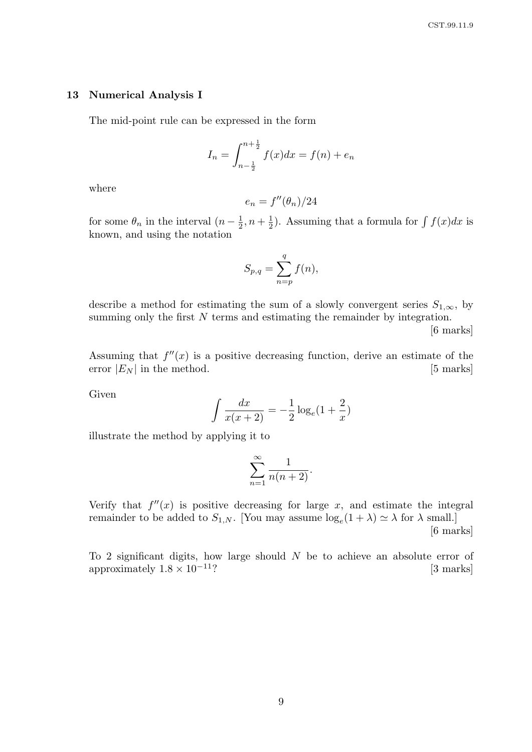## 13 Numerical Analysis I

The mid-point rule can be expressed in the form

$$I_n = \int_{n-\frac{1}{2}}^{n+\frac{1}{2}} f(x)dx = f(n) + e_n$$

where

$$e_n = f''(\theta_n)/24$$

for some $\theta_n$ in the interval $(n - \frac{1}{2}, n + \frac{1}{2})$. Assuming that a formula for $\int f(x)dx$ is known, and using the notation

$$S_{p,q} = \sum_{n=p}^{q} f(n),$$

describe a method for estimating the sum of a slowly convergent series $S_{1,\infty}$, by summing only the first $N$ terms and estimating the remainder by integration.

[6 marks]

Assuming that $f''(x)$ is a positive decreasing function, derive an estimate of the error $|E_N|$ in the method. [5 marks]

Given

$$\int \frac{dx}{x(x+2)} = -\frac{1}{2}\log_e(1 + \frac{2}{x})$$

illustrate the method by applying it to

$$\sum_{n=1}^{\infty} \frac{1}{n(n+2)}.$$

Verify that $f''(x)$ is positive decreasing for large $x$, and estimate the integral remainder to be added to $S_{1,N}$. [You may assume $\log_e(1 + \lambda) \simeq \lambda$ for $\lambda$ small.]

[6 marks]

To 2 significant digits, how large should $N$ be to achieve an absolute error of approximately $1.8 \times 10^{-11}$? [3 marks]